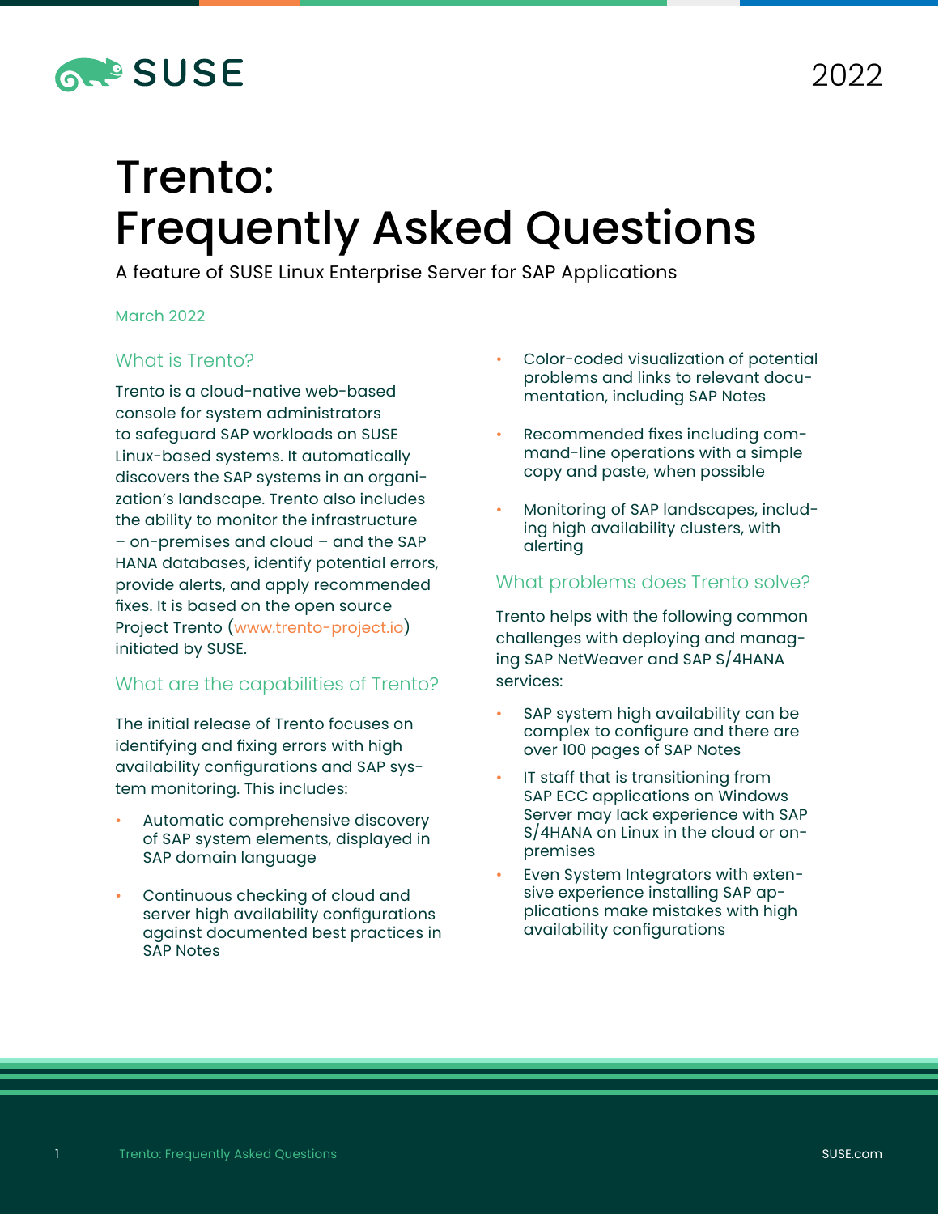SUSE

2022

# Trento: Frequently Asked Questions

A feature of SUSE Linux Enterprise Server for SAP Applications

March 2022

## What is Trento?

Trento is a cloud-native web-based console for system administrators to safeguard SAP workloads on SUSE Linux-based systems. It automatically discovers the SAP systems in an organization's landscape. Trento also includes the ability to monitor the infrastructure – on-premises and cloud – and the SAP HANA databases, identify potential errors, provide alerts, and apply recommended fixes. It is based on the open source Project Trento (www.trento-project.io) initiated by SUSE.

## What are the capabilities of Trento?

The initial release of Trento focuses on identifying and fixing errors with high availability configurations and SAP system monitoring. This includes:

- Automatic comprehensive discovery of SAP system elements, displayed in SAP domain language
- Continuous checking of cloud and server high availability configurations against documented best practices in SAP Notes
- Color-coded visualization of potential problems and links to relevant documentation, including SAP Notes
- Recommended fixes including command-line operations with a simple copy and paste, when possible
- Monitoring of SAP landscapes, including high availability clusters, with alerting

## What problems does Trento solve?

Trento helps with the following common challenges with deploying and managing SAP NetWeaver and SAP S/4HANA services:

- SAP system high availability can be complex to configure and there are over 100 pages of SAP Notes
- IT staff that is transitioning from SAP ECC applications on Windows Server may lack experience with SAP S/4HANA on Linux in the cloud or on-premises
- Even System Integrators with extensive experience installing SAP applications make mistakes with high availability configurations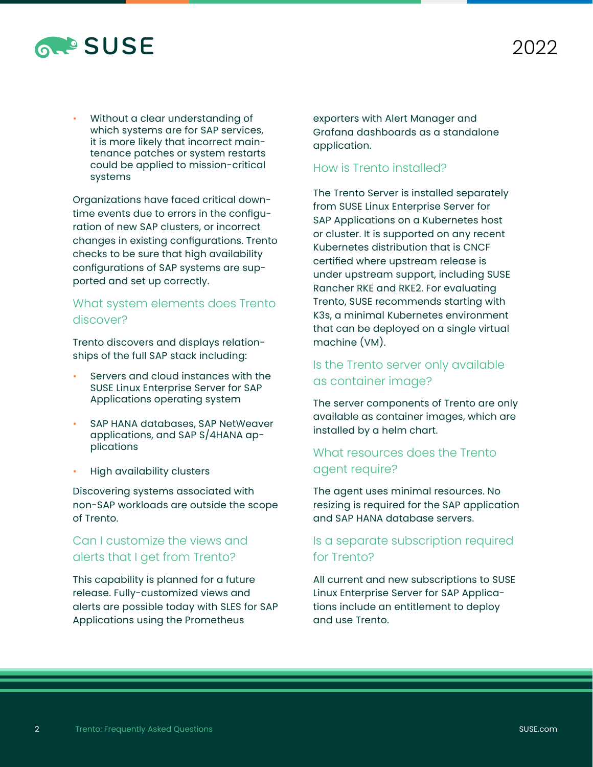- Without a clear understanding of which systems are for SAP services, it is more likely that incorrect maintenance patches or system restarts could be applied to mission-critical systems

Organizations have faced critical downtime events due to errors in the configuration of new SAP clusters, or incorrect changes in existing configurations. Trento checks to be sure that high availability configurations of SAP systems are supported and set up correctly.

## What system elements does Trento discover?

Trento discovers and displays relationships of the full SAP stack including:

- Servers and cloud instances with the SUSE Linux Enterprise Server for SAP Applications operating system
- SAP HANA databases, SAP NetWeaver applications, and SAP S/4HANA applications
- High availability clusters

Discovering systems associated with non-SAP workloads are outside the scope of Trento.

## Can I customize the views and alerts that I get from Trento?

This capability is planned for a future release. Fully-customized views and alerts are possible today with SLES for SAP Applications using the Prometheus exporters with Alert Manager and Grafana dashboards as a standalone application.

## How is Trento installed?

The Trento Server is installed separately from SUSE Linux Enterprise Server for SAP Applications on a Kubernetes host or cluster. It is supported on any recent Kubernetes distribution that is CNCF certified where upstream release is under upstream support, including SUSE Rancher RKE and RKE2. For evaluating Trento, SUSE recommends starting with K3s, a minimal Kubernetes environment that can be deployed on a single virtual machine (VM).

## Is the Trento server only available as container image?

The server components of Trento are only available as container images, which are installed by a helm chart.

## What resources does the Trento agent require?

The agent uses minimal resources. No resizing is required for the SAP application and SAP HANA database servers.

## Is a separate subscription required for Trento?

All current and new subscriptions to SUSE Linux Enterprise Server for SAP Applications include an entitlement to deploy and use Trento.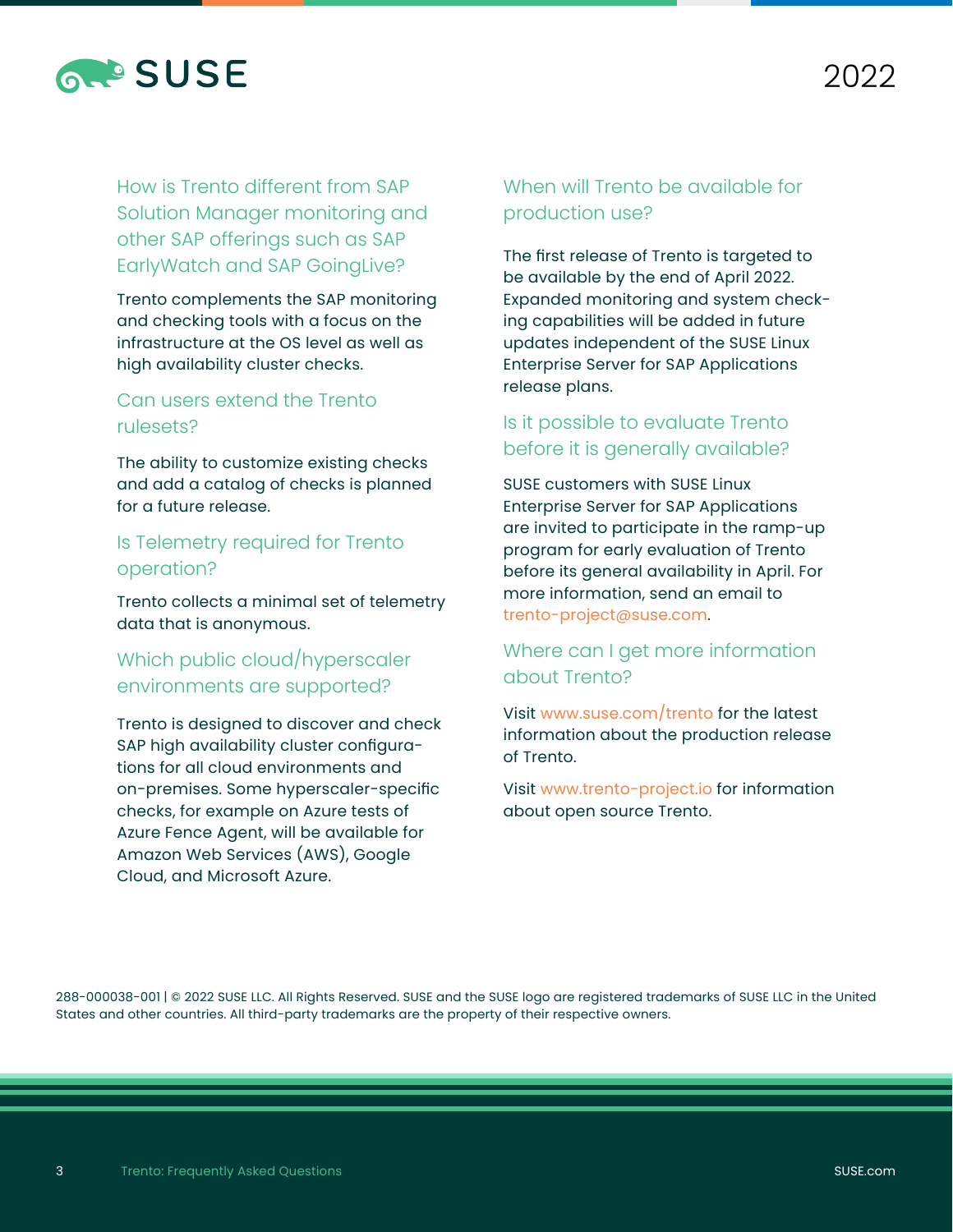## How is Trento different from SAP Solution Manager monitoring and other SAP offerings such as SAP EarlyWatch and SAP GoingLive?

Trento complements the SAP monitoring and checking tools with a focus on the infrastructure at the OS level as well as high availability cluster checks.

## Can users extend the Trento rulesets?

The ability to customize existing checks and add a catalog of checks is planned for a future release.

## Is Telemetry required for Trento operation?

Trento collects a minimal set of telemetry data that is anonymous.

## Which public cloud/hyperscaler environments are supported?

Trento is designed to discover and check SAP high availability cluster configurations for all cloud environments and on-premises. Some hyperscaler-specific checks, for example on Azure tests of Azure Fence Agent, will be available for Amazon Web Services (AWS), Google Cloud, and Microsoft Azure.

## When will Trento be available for production use?

The first release of Trento is targeted to be available by the end of April 2022. Expanded monitoring and system checking capabilities will be added in future updates independent of the SUSE Linux Enterprise Server for SAP Applications release plans.

## Is it possible to evaluate Trento before it is generally available?

SUSE customers with SUSE Linux Enterprise Server for SAP Applications are invited to participate in the ramp-up program for early evaluation of Trento before its general availability in April. For more information, send an email to trento-project@suse.com.

## Where can I get more information about Trento?

Visit www.suse.com/trento for the latest information about the production release of Trento.

Visit www.trento-project.io for information about open source Trento.

288-000038-001 | © 2022 SUSE LLC. All Rights Reserved. SUSE and the SUSE logo are registered trademarks of SUSE LLC in the United States and other countries. All third-party trademarks are the property of their respective owners.